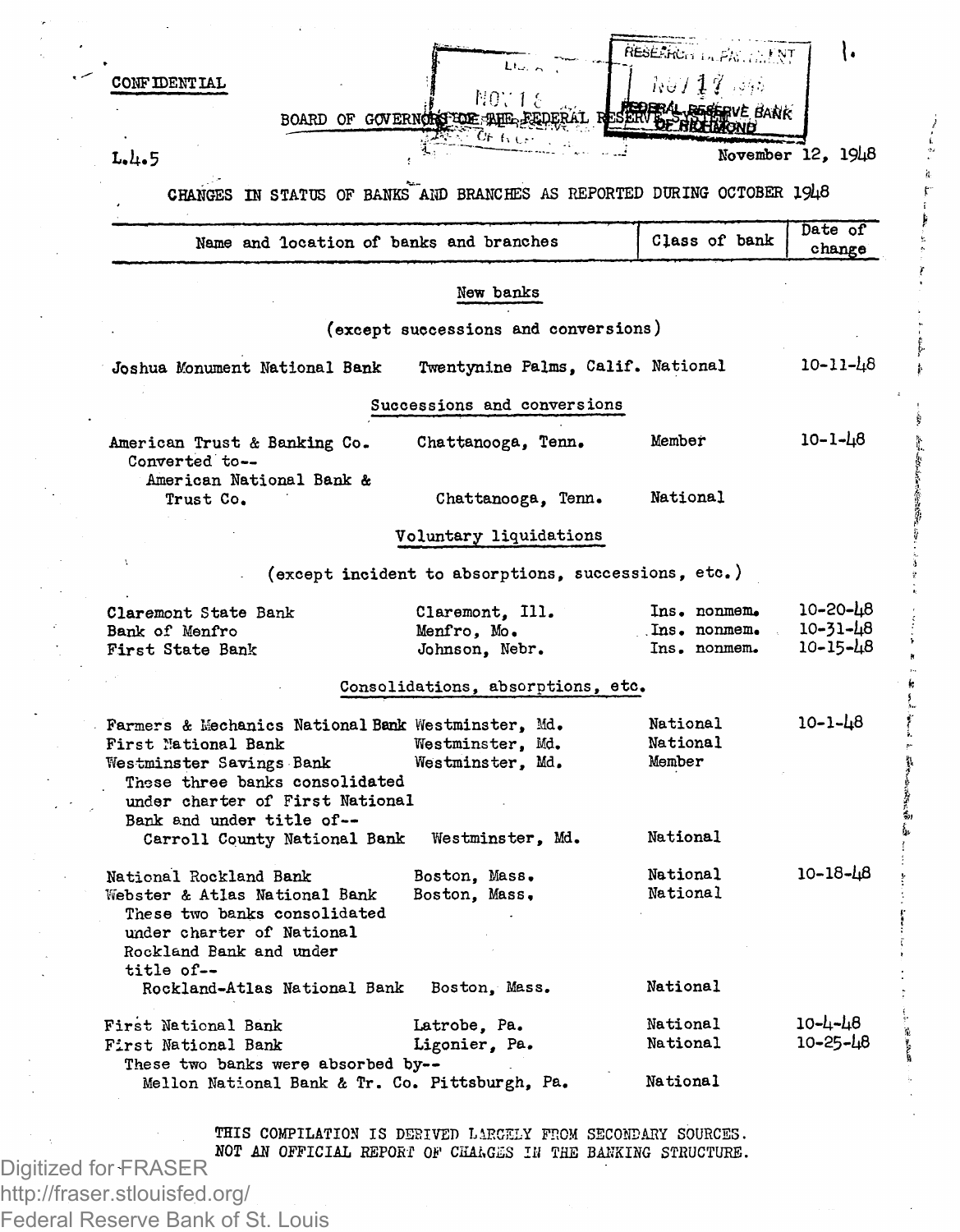CONFIDENTIAL

BOARD OF GOVERNORS OF THE FEDERAL RESERVE SYSTEM

L.4.5 November 12, 1948

## CHANGES IN STATUS OF BANKS AND BRANCHES AS REPORTED DURING OCTOBER 1948

| Name and location of banks and branches | | Class of bank | Date of change |
|---|---|---|---|
| **New banks** | | | |
| (except successions and conversions) | | | |
| Joshua Monument National Bank | Twentynine Palms, Calif. | National | 10-11-48 |
| **Successions and conversions** | | | |
| American Trust & Banking Co. | Chattanooga, Tenn. | Member | 10-1-48 |
| Converted to-- American National Bank & Trust Co. | Chattanooga, Tenn. | National | |
| **Voluntary liquidations** | | | |
| (except incident to absorptions, successions, etc.) | | | |
| Claremont State Bank | Claremont, Ill. | Ins. nonmem. | 10-20-48 |
| Bank of Menfro | Menfro, Mo. | Ins. nonmem. | 10-31-48 |
| First State Bank | Johnson, Nebr. | Ins. nonmem. | 10-15-48 |
| **Consolidations, absorptions, etc.** | | | |
| Farmers & Mechanics National Bank | Westminster, Md. | National | 10-1-48 |
| First National Bank | Westminster, Md. | National | |
| Westminster Savings Bank | Westminster, Md. | Member | |
| These three banks consolidated under charter of First National Bank and under title of-- Carroll County National Bank | Westminster, Md. | National | |
| National Rockland Bank | Boston, Mass. | National | 10-18-48 |
| Webster & Atlas National Bank | Boston, Mass. | National | |
| These two banks consolidated under charter of National Rockland Bank and under title of-- Rockland-Atlas National Bank | Boston, Mass. | National | |
| First National Bank | Latrobe, Pa. | National | 10-4-48 |
| First National Bank | Ligonier, Pa. | National | 10-25-48 |
| These two banks were absorbed by-- Mellon National Bank & Tr. Co. | Pittsburgh, Pa. | National | |

THIS COMPILATION IS DERIVED LARGELY FROM SECONDARY SOURCES.
NOT AN OFFICIAL REPORT OF CHANGES IN THE BANKING STRUCTURE.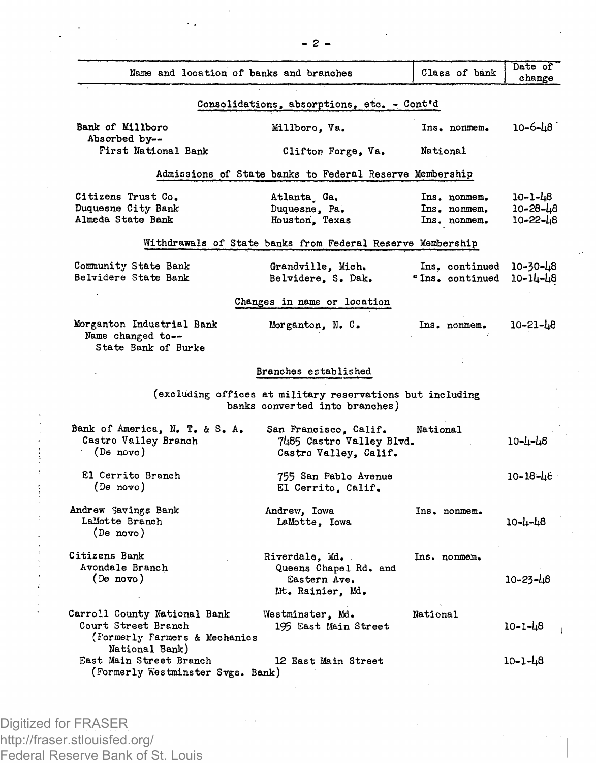| Name and location of banks and branches | | Class of bank | Date of change |
|---|---|---|---|
| **Consolidations, absorptions, etc. - Cont'd** | | | |
| Bank of Millboro | Millboro, Va. | Ins. nonmem. | 10-6-48 |
| Absorbed by-- First National Bank | Clifton Forge, Va. | National | |
| **Admissions of State banks to Federal Reserve Membership** | | | |
| Citizens Trust Co. | Atlanta, Ga. | Ins. nonmem. | 10-1-48 |
| Duquesne City Bank | Duquesne, Pa. | Ins. nonmem. | 10-28-48 |
| Almeda State Bank | Houston, Texas | Ins. nonmem. | 10-22-48 |
| **Withdrawals of State banks from Federal Reserve Membership** | | | |
| Community State Bank | Grandville, Mich. | Ins. continued | 10-30-48 |
| Belvidere State Bank | Belvidere, S. Dak. | Ins. continued | 10-14-48 |
| **Changes in name or location** | | | |
| Morganton Industrial Bank Name changed to-- State Bank of Burke | Morganton, N. C. | Ins. nonmem. | 10-21-48 |
| **Branches established** (excluding offices at military reservations but including banks converted into branches) | | | |
| Bank of America, N. T. & S. A. | San Francisco, Calif. | National | |
| Castro Valley Branch (De novo) | 7485 Castro Valley Blvd. Castro Valley, Calif. | | 10-4-48 |
| El Cerrito Branch (De novo) | 755 San Pablo Avenue El Cerrito, Calif. | | 10-18-48 |
| Andrew Savings Bank | Andrew, Iowa | Ins. nonmem. | |
| LaMotte Branch (De novo) | LaMotte, Iowa | | 10-4-48 |
| Citizens Bank | Riverdale, Md. | Ins. nonmem. | |
| Avondale Branch (De novo) | Queens Chapel Rd. and Eastern Ave. Mt. Rainier, Md. | | 10-23-48 |
| Carroll County National Bank | Westminster, Md. | National | |
| Court Street Branch (Formerly Farmers & Mechanics National Bank) | 195 East Main Street | | 10-1-48 |
| East Main Street Branch (Formerly Westminster Svgs. Bank) | 12 East Main Street | | 10-1-48 |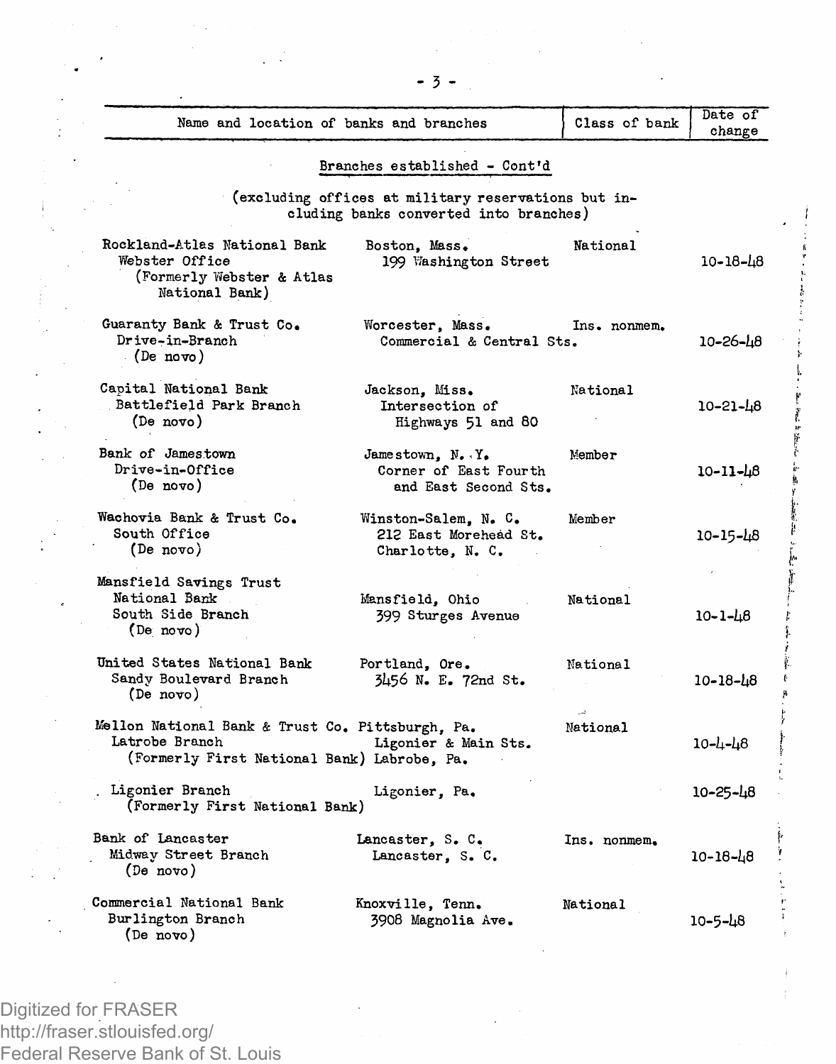| Name and location of banks and branches | | Class of bank | Date of change |
|---|---|---|---|
| | | | |

## Branches established - Cont'd

(excluding offices at military reservations but including banks converted into branches)

| Name and location of banks and branches | | Class of bank | Date of change |
|---|---|---|---|
| Rockland-Atlas National Bank<br>Webster Office<br>(Formerly Webster & Atlas National Bank) | Boston, Mass.<br>199 Washington Street | National | 10-18-48 |
| Guaranty Bank & Trust Co.<br>Drive-in-Branch<br>(De novo) | Worcester, Mass.<br>Commercial & Central Sts. | Ins. nonmem. | 10-26-48 |
| Capital National Bank<br>Battlefield Park Branch<br>(De novo) | Jackson, Miss.<br>Intersection of Highways 51 and 80 | National | 10-21-48 |
| Bank of Jamestown<br>Drive-in-Office<br>(De novo) | Jamestown, N. Y.<br>Corner of East Fourth and East Second Sts. | Member | 10-11-48 |
| Wachovia Bank & Trust Co.<br>South Office<br>(De novo) | Winston-Salem, N. C.<br>212 East Morehead St.<br>Charlotte, N. C. | Member | 10-15-48 |
| Mansfield Savings Trust National Bank<br>South Side Branch<br>(De novo) | Mansfield, Ohio<br>399 Sturges Avenue | National | 10-1-48 |
| United States National Bank<br>Sandy Boulevard Branch<br>(De novo) | Portland, Ore.<br>3456 N. E. 72nd St. | National | 10-18-48 |
| Mellon National Bank & Trust Co.<br>Latrobe Branch<br>(Formerly First National Bank) | Pittsburgh, Pa.<br>Ligonier & Main Sts.<br>Labrobe, Pa. | National | 10-4-48 |
| Ligonier Branch<br>(Formerly First National Bank) | Ligonier, Pa. | | 10-25-48 |
| Bank of Lancaster<br>Midway Street Branch<br>(De novo) | Lancaster, S. C.<br>Lancaster, S. C. | Ins. nonmem. | 10-18-48 |
| Commercial National Bank<br>Burlington Branch<br>(De novo) | Knoxville, Tenn.<br>3908 Magnolia Ave. | National | 10-5-48 |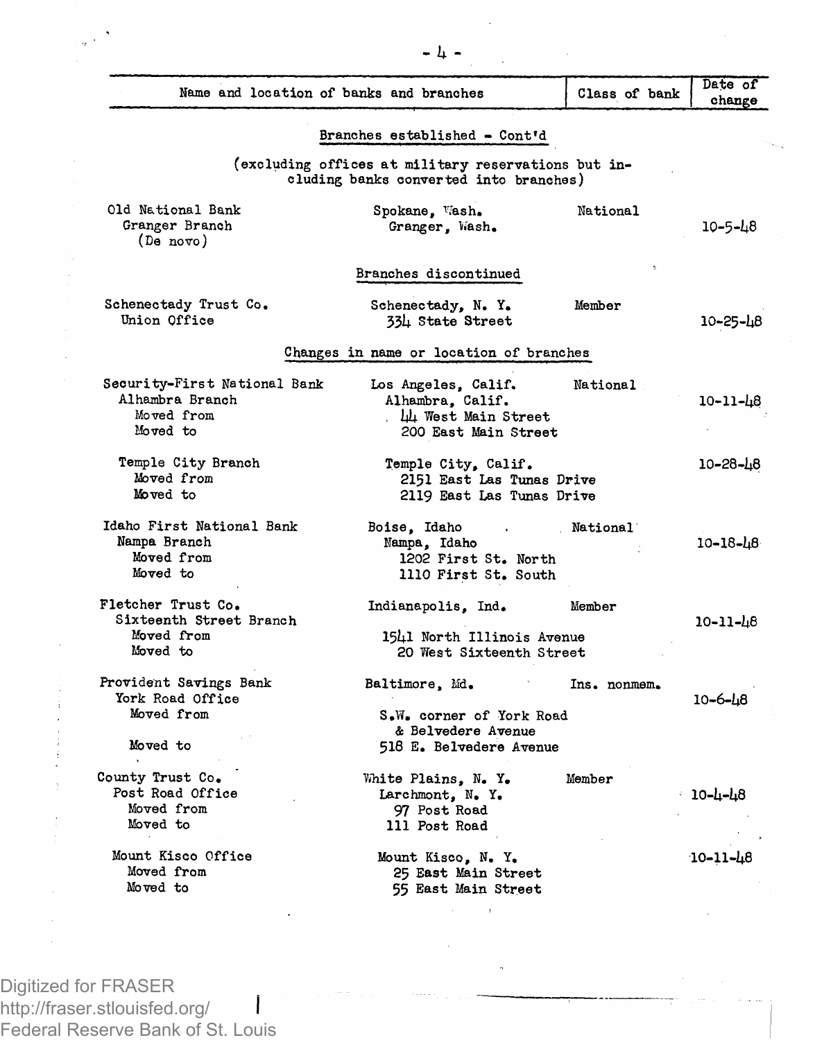| Name and location of banks and branches | | Class of bank | Date of change |
|---|---|---|---|
| **Branches established - Cont'd** | | | |
| (excluding offices at military reservations but including banks converted into branches) | | | |
| Old National Bank | Spokane, Wash. | National | |
| Granger Branch (De novo) | Granger, Wash. | | 10-5-48 |
| **Branches discontinued** | | | |
| Schenectady Trust Co. | Schenectady, N. Y. | Member | |
| Union Office | 334 State Street | | 10-25-48 |
| **Changes in name or location of branches** | | | |
| Security-First National Bank | Los Angeles, Calif. | National | |
| Alhambra Branch | Alhambra, Calif. | | 10-11-48 |
| Moved from | 44 West Main Street | | |
| Moved to | 200 East Main Street | | |
| Temple City Branch | Temple City, Calif. | | 10-28-48 |
| Moved from | 2151 East Las Tunas Drive | | |
| Moved to | 2119 East Las Tunas Drive | | |
| Idaho First National Bank | Boise, Idaho | National | |
| Nampa Branch | Nampa, Idaho | | 10-18-48 |
| Moved from | 1202 First St. North | | |
| Moved to | 1110 First St. South | | |
| Fletcher Trust Co. | Indianapolis, Ind. | Member | |
| Sixteenth Street Branch | | | 10-11-48 |
| Moved from | 1541 North Illinois Avenue | | |
| Moved to | 20 West Sixteenth Street | | |
| Provident Savings Bank | Baltimore, Md. | Ins. nonmem. | |
| York Road Office | | | 10-6-48 |
| Moved from | S.W. corner of York Road & Belvedere Avenue | | |
| Moved to | 518 E. Belvedere Avenue | | |
| County Trust Co. | White Plains, N. Y. | Member | |
| Post Road Office | Larchmont, N. Y. | | 10-4-48 |
| Moved from | 97 Post Road | | |
| Moved to | 111 Post Road | | |
| Mount Kisco Office | Mount Kisco, N. Y. | | 10-11-48 |
| Moved from | 25 East Main Street | | |
| Moved to | 55 East Main Street | | |